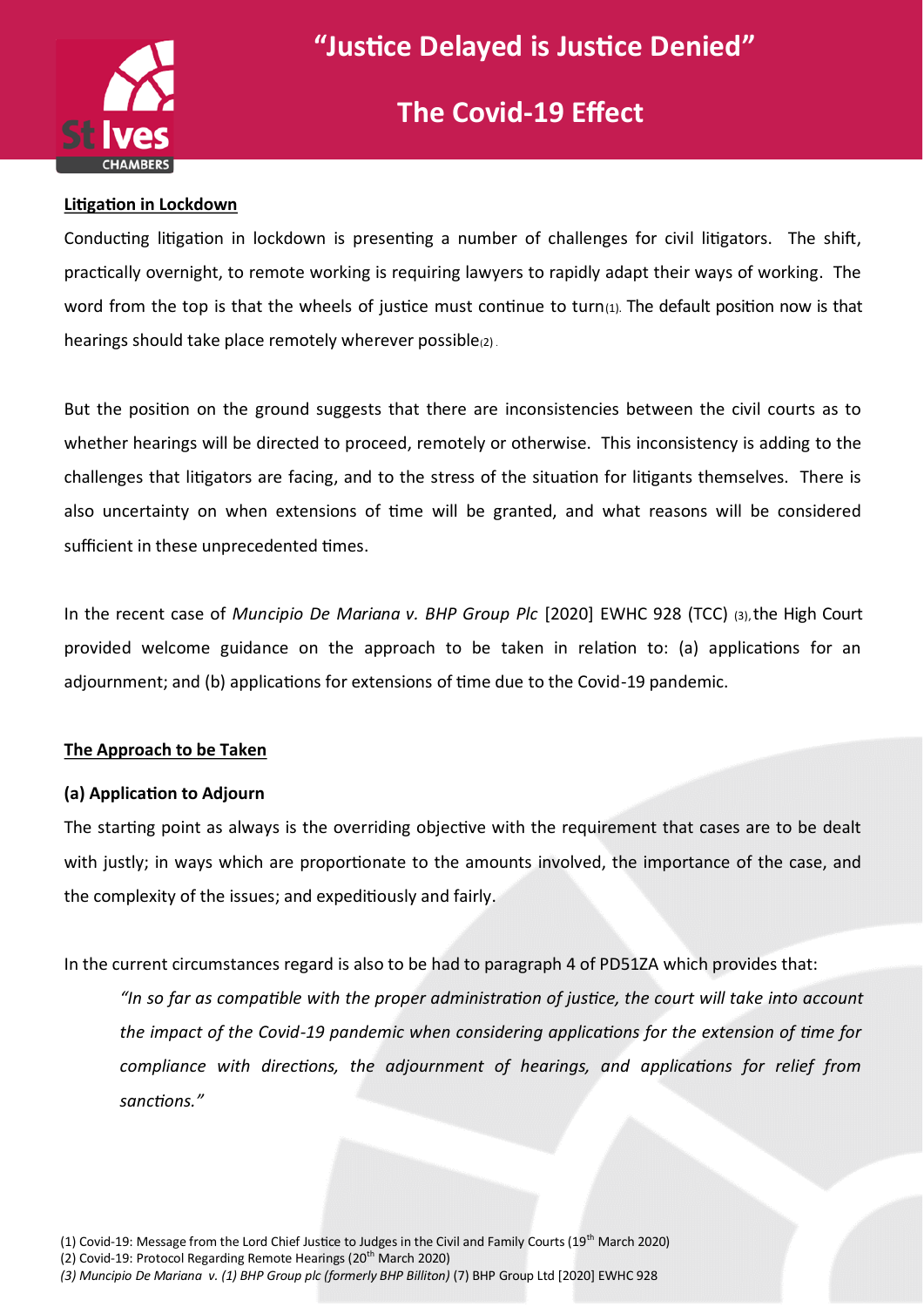# "Justice Delayed is Justice Denied"

## The Covid-19 Effect

**Litigation in Lockdown**

Conducting litigation in lockdown is presenting a number of challenges for civil litigators. The shift, practically overnight, to remote working is requiring lawyers to rapidly adapt their ways of working. The word from the top is that the wheels of justice must continue to turn(1). The default position now is that hearings should take place remotely wherever possible(2).

But the position on the ground suggests that there are inconsistencies between the civil courts as to whether hearings will be directed to proceed, remotely or otherwise. This inconsistency is adding to the challenges that litigators are facing, and to the stress of the situation for litigants themselves. There is also uncertainty on when extensions of time will be granted, and what reasons will be considered sufficient in these unprecedented times.

In the recent case of *Muncipio De Mariana v. BHP Group Plc* [2020] EWHC 928 (TCC) (3), the High Court provided welcome guidance on the approach to be taken in relation to: (a) applications for an adjournment; and (b) applications for extensions of time due to the Covid-19 pandemic.

**The Approach to be Taken**

**(a) Application to Adjourn**

The starting point as always is the overriding objective with the requirement that cases are to be dealt with justly; in ways which are proportionate to the amounts involved, the importance of the case, and the complexity of the issues; and expeditiously and fairly.

In the current circumstances regard is also to be had to paragraph 4 of PD51ZA which provides that:

> *"In so far as compatible with the proper administration of justice, the court will take into account the impact of the Covid-19 pandemic when considering applications for the extension of time for compliance with directions, the adjournment of hearings, and applications for relief from sanctions."*

(1) Covid-19: Message from the Lord Chief Justice to Judges in the Civil and Family Courts (19th March 2020)
(2) Covid-19: Protocol Regarding Remote Hearings (20th March 2020)
*(3) Muncipio De Mariana v. (1) BHP Group plc (formerly BHP Billiton)* (7) BHP Group Ltd [2020] EWHC 928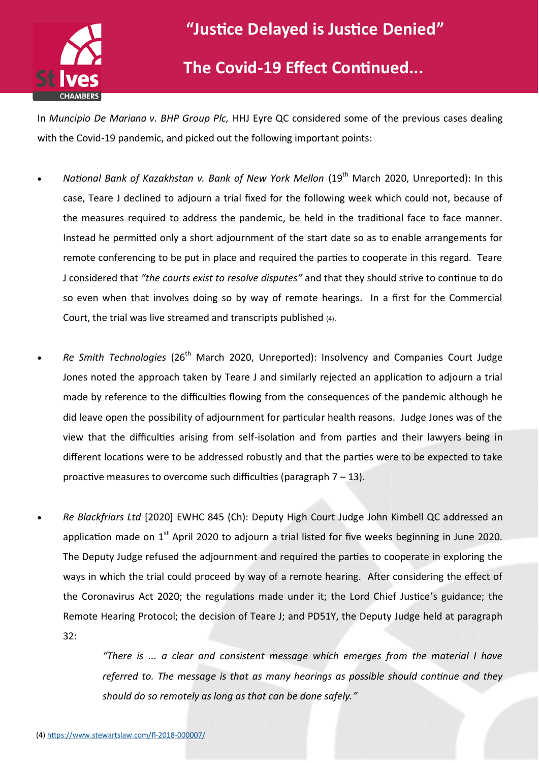In *Muncipio De Mariana v. BHP Group Plc,* HHJ Eyre QC considered some of the previous cases dealing with the Covid-19 pandemic, and picked out the following important points:

- *National Bank of Kazakhstan v. Bank of New York Mellon* (19th March 2020, Unreported): In this case, Teare J declined to adjourn a trial fixed for the following week which could not, because of the measures required to address the pandemic, be held in the traditional face to face manner. Instead he permitted only a short adjournment of the start date so as to enable arrangements for remote conferencing to be put in place and required the parties to cooperate in this regard. Teare J considered that *"the courts exist to resolve disputes"* and that they should strive to continue to do so even when that involves doing so by way of remote hearings. In a first for the Commercial Court, the trial was live streamed and transcripts published (4).

- *Re Smith Technologies* (26th March 2020, Unreported): Insolvency and Companies Court Judge Jones noted the approach taken by Teare J and similarly rejected an application to adjourn a trial made by reference to the difficulties flowing from the consequences of the pandemic although he did leave open the possibility of adjournment for particular health reasons. Judge Jones was of the view that the difficulties arising from self-isolation and from parties and their lawyers being in different locations were to be addressed robustly and that the parties were to be expected to take proactive measures to overcome such difficulties (paragraph 7 – 13).

- *Re Blackfriars Ltd* [2020] EWHC 845 (Ch): Deputy High Court Judge John Kimbell QC addressed an application made on 1st April 2020 to adjourn a trial listed for five weeks beginning in June 2020. The Deputy Judge refused the adjournment and required the parties to cooperate in exploring the ways in which the trial could proceed by way of a remote hearing. After considering the effect of the Coronavirus Act 2020; the regulations made under it; the Lord Chief Justice's guidance; the Remote Hearing Protocol; the decision of Teare J; and PD51Y, the Deputy Judge held at paragraph 32:

  > *"There is ... a clear and consistent message which emerges from the material I have referred to. The message is that as many hearings as possible should continue and they should do so remotely as long as that can be done safely."*

(4) https://www.stewartslaw.com/fl-2018-000007/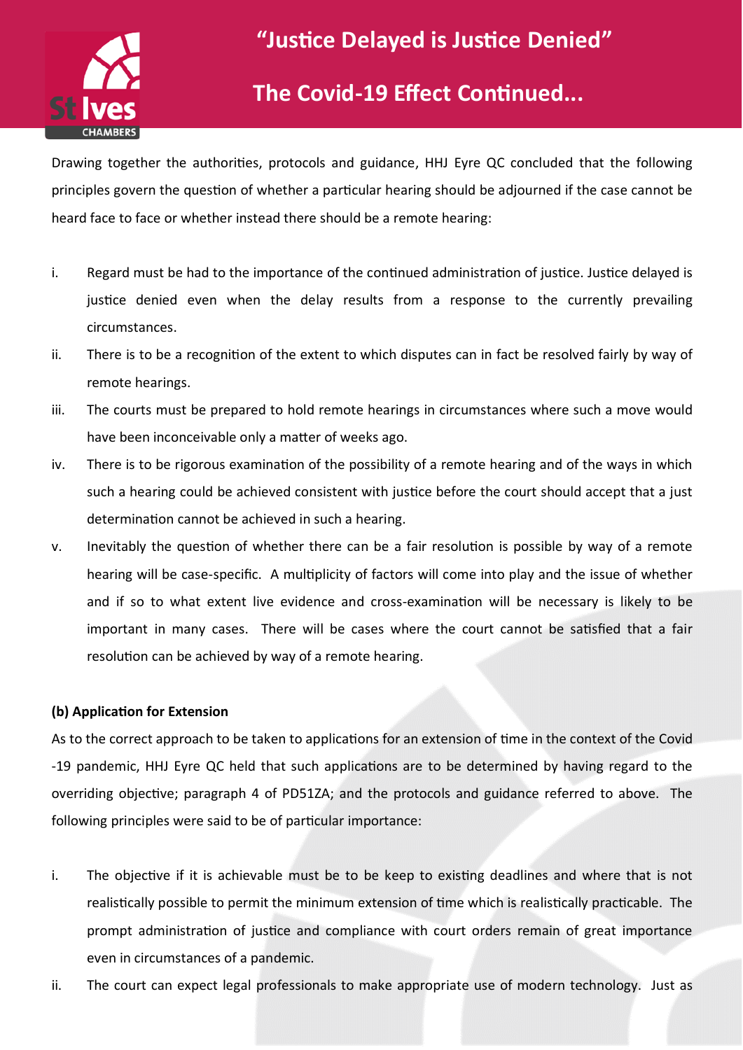Drawing together the authorities, protocols and guidance, HHJ Eyre QC concluded that the following principles govern the question of whether a particular hearing should be adjourned if the case cannot be heard face to face or whether instead there should be a remote hearing:

i. Regard must be had to the importance of the continued administration of justice. Justice delayed is justice denied even when the delay results from a response to the currently prevailing circumstances.

ii. There is to be a recognition of the extent to which disputes can in fact be resolved fairly by way of remote hearings.

iii. The courts must be prepared to hold remote hearings in circumstances where such a move would have been inconceivable only a matter of weeks ago.

iv. There is to be rigorous examination of the possibility of a remote hearing and of the ways in which such a hearing could be achieved consistent with justice before the court should accept that a just determination cannot be achieved in such a hearing.

v. Inevitably the question of whether there can be a fair resolution is possible by way of a remote hearing will be case-specific. A multiplicity of factors will come into play and the issue of whether and if so to what extent live evidence and cross-examination will be necessary is likely to be important in many cases. There will be cases where the court cannot be satisfied that a fair resolution can be achieved by way of a remote hearing.

**(b) Application for Extension**

As to the correct approach to be taken to applications for an extension of time in the context of the Covid -19 pandemic, HHJ Eyre QC held that such applications are to be determined by having regard to the overriding objective; paragraph 4 of PD51ZA; and the protocols and guidance referred to above. The following principles were said to be of particular importance:

i. The objective if it is achievable must be to be keep to existing deadlines and where that is not realistically possible to permit the minimum extension of time which is realistically practicable. The prompt administration of justice and compliance with court orders remain of great importance even in circumstances of a pandemic.

ii. The court can expect legal professionals to make appropriate use of modern technology. Just as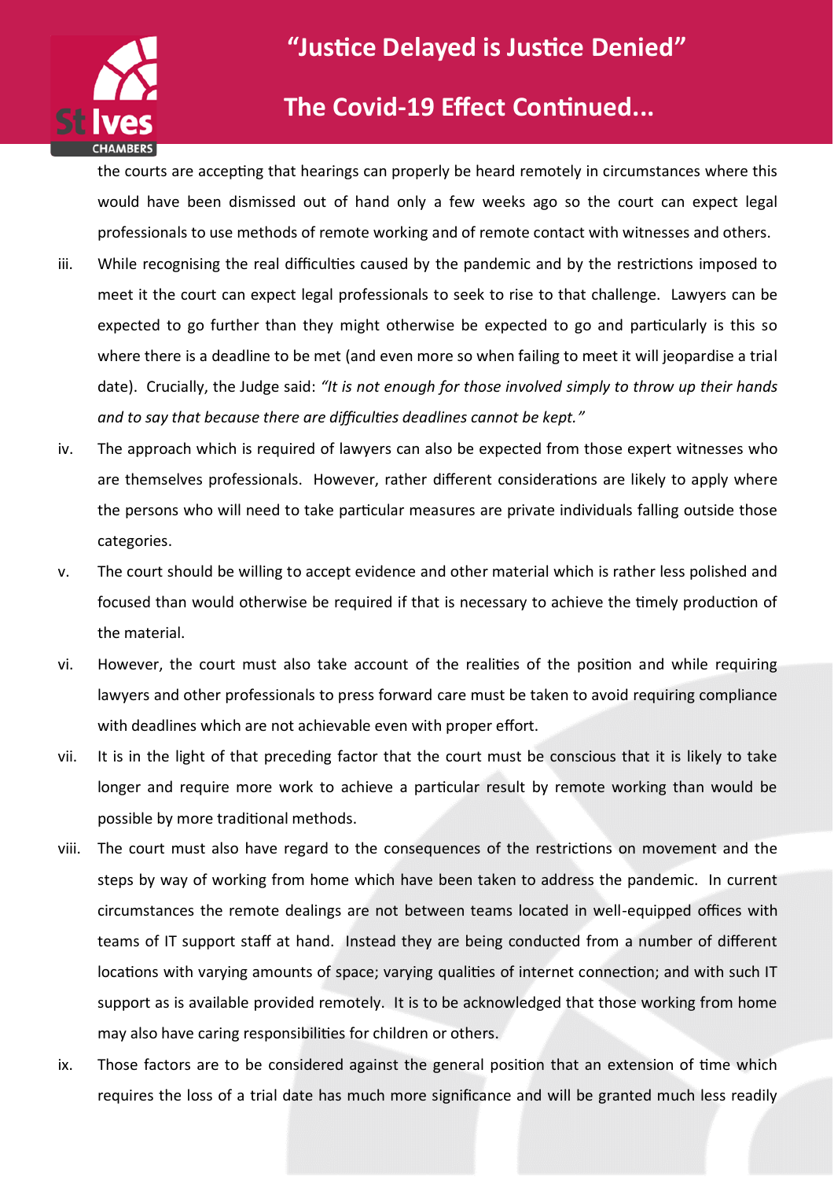the courts are accepting that hearings can properly be heard remotely in circumstances where this would have been dismissed out of hand only a few weeks ago so the court can expect legal professionals to use methods of remote working and of remote contact with witnesses and others.

iii. While recognising the real difficulties caused by the pandemic and by the restrictions imposed to meet it the court can expect legal professionals to seek to rise to that challenge. Lawyers can be expected to go further than they might otherwise be expected to go and particularly is this so where there is a deadline to be met (and even more so when failing to meet it will jeopardise a trial date). Crucially, the Judge said: *"It is not enough for those involved simply to throw up their hands and to say that because there are difficulties deadlines cannot be kept."*

iv. The approach which is required of lawyers can also be expected from those expert witnesses who are themselves professionals. However, rather different considerations are likely to apply where the persons who will need to take particular measures are private individuals falling outside those categories.

v. The court should be willing to accept evidence and other material which is rather less polished and focused than would otherwise be required if that is necessary to achieve the timely production of the material.

vi. However, the court must also take account of the realities of the position and while requiring lawyers and other professionals to press forward care must be taken to avoid requiring compliance with deadlines which are not achievable even with proper effort.

vii. It is in the light of that preceding factor that the court must be conscious that it is likely to take longer and require more work to achieve a particular result by remote working than would be possible by more traditional methods.

viii. The court must also have regard to the consequences of the restrictions on movement and the steps by way of working from home which have been taken to address the pandemic. In current circumstances the remote dealings are not between teams located in well-equipped offices with teams of IT support staff at hand. Instead they are being conducted from a number of different locations with varying amounts of space; varying qualities of internet connection; and with such IT support as is available provided remotely. It is to be acknowledged that those working from home may also have caring responsibilities for children or others.

ix. Those factors are to be considered against the general position that an extension of time which requires the loss of a trial date has much more significance and will be granted much less readily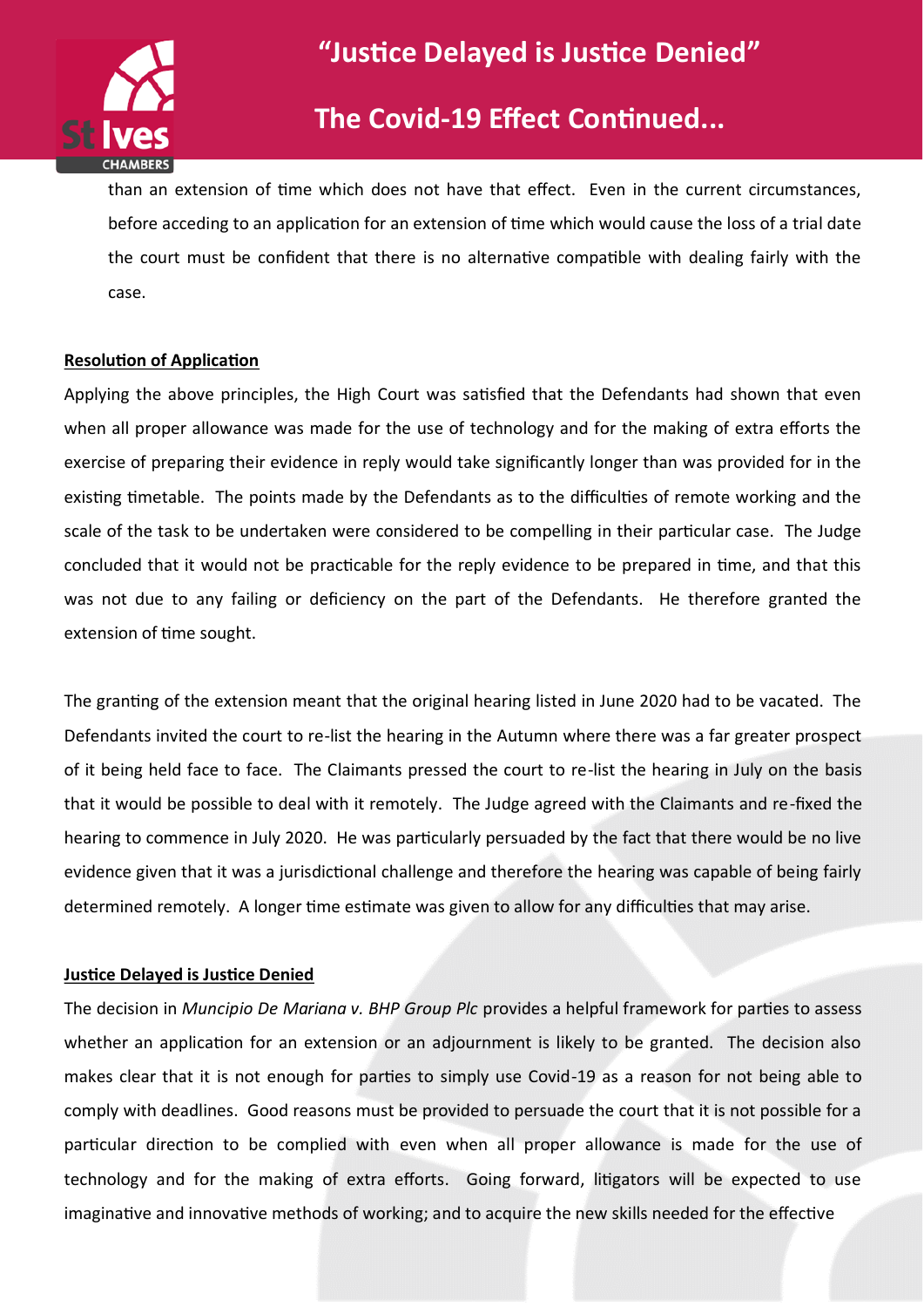than an extension of time which does not have that effect. Even in the current circumstances, before acceding to an application for an extension of time which would cause the loss of a trial date the court must be confident that there is no alternative compatible with dealing fairly with the case.

**Resolution of Application**

Applying the above principles, the High Court was satisfied that the Defendants had shown that even when all proper allowance was made for the use of technology and for the making of extra efforts the exercise of preparing their evidence in reply would take significantly longer than was provided for in the existing timetable. The points made by the Defendants as to the difficulties of remote working and the scale of the task to be undertaken were considered to be compelling in their particular case. The Judge concluded that it would not be practicable for the reply evidence to be prepared in time, and that this was not due to any failing or deficiency on the part of the Defendants. He therefore granted the extension of time sought.

The granting of the extension meant that the original hearing listed in June 2020 had to be vacated. The Defendants invited the court to re-list the hearing in the Autumn where there was a far greater prospect of it being held face to face. The Claimants pressed the court to re-list the hearing in July on the basis that it would be possible to deal with it remotely. The Judge agreed with the Claimants and re-fixed the hearing to commence in July 2020. He was particularly persuaded by the fact that there would be no live evidence given that it was a jurisdictional challenge and therefore the hearing was capable of being fairly determined remotely. A longer time estimate was given to allow for any difficulties that may arise.

**Justice Delayed is Justice Denied**

The decision in *Muncipio De Mariana v. BHP Group Plc* provides a helpful framework for parties to assess whether an application for an extension or an adjournment is likely to be granted. The decision also makes clear that it is not enough for parties to simply use Covid-19 as a reason for not being able to comply with deadlines. Good reasons must be provided to persuade the court that it is not possible for a particular direction to be complied with even when all proper allowance is made for the use of technology and for the making of extra efforts. Going forward, litigators will be expected to use imaginative and innovative methods of working; and to acquire the new skills needed for the effective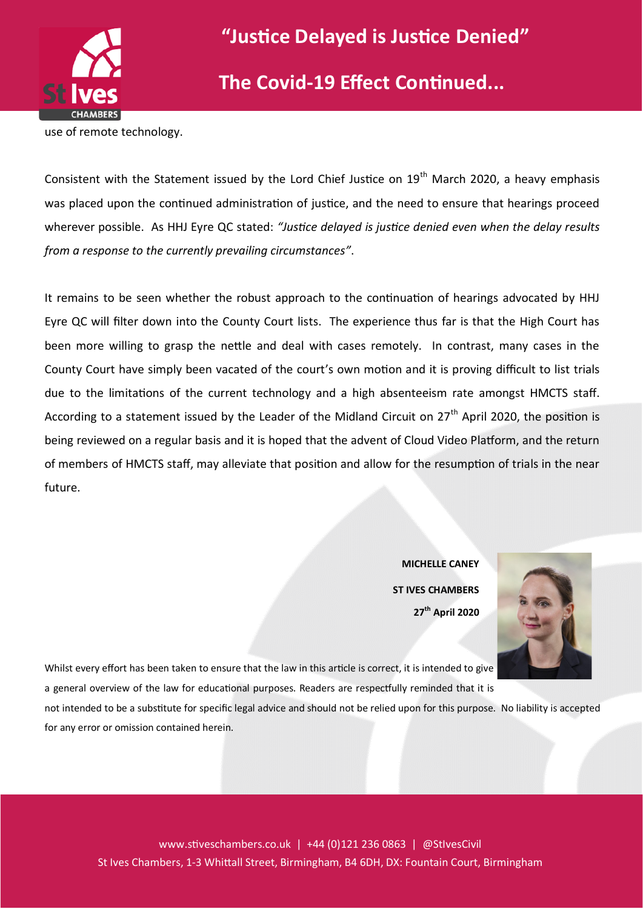use of remote technology.

Consistent with the Statement issued by the Lord Chief Justice on 19th March 2020, a heavy emphasis was placed upon the continued administration of justice, and the need to ensure that hearings proceed wherever possible. As HHJ Eyre QC stated: *"Justice delayed is justice denied even when the delay results from a response to the currently prevailing circumstances"*.

It remains to be seen whether the robust approach to the continuation of hearings advocated by HHJ Eyre QC will filter down into the County Court lists. The experience thus far is that the High Court has been more willing to grasp the nettle and deal with cases remotely. In contrast, many cases in the County Court have simply been vacated of the court's own motion and it is proving difficult to list trials due to the limitations of the current technology and a high absenteeism rate amongst HMCTS staff. According to a statement issued by the Leader of the Midland Circuit on 27th April 2020, the position is being reviewed on a regular basis and it is hoped that the advent of Cloud Video Platform, and the return of members of HMCTS staff, may alleviate that position and allow for the resumption of trials in the near future.

**MICHELLE CANEY**

**ST IVES CHAMBERS**

**27th April 2020**

Whilst every effort has been taken to ensure that the law in this article is correct, it is intended to give a general overview of the law for educational purposes. Readers are respectfully reminded that it is not intended to be a substitute for specific legal advice and should not be relied upon for this purpose. No liability is accepted for any error or omission contained herein.